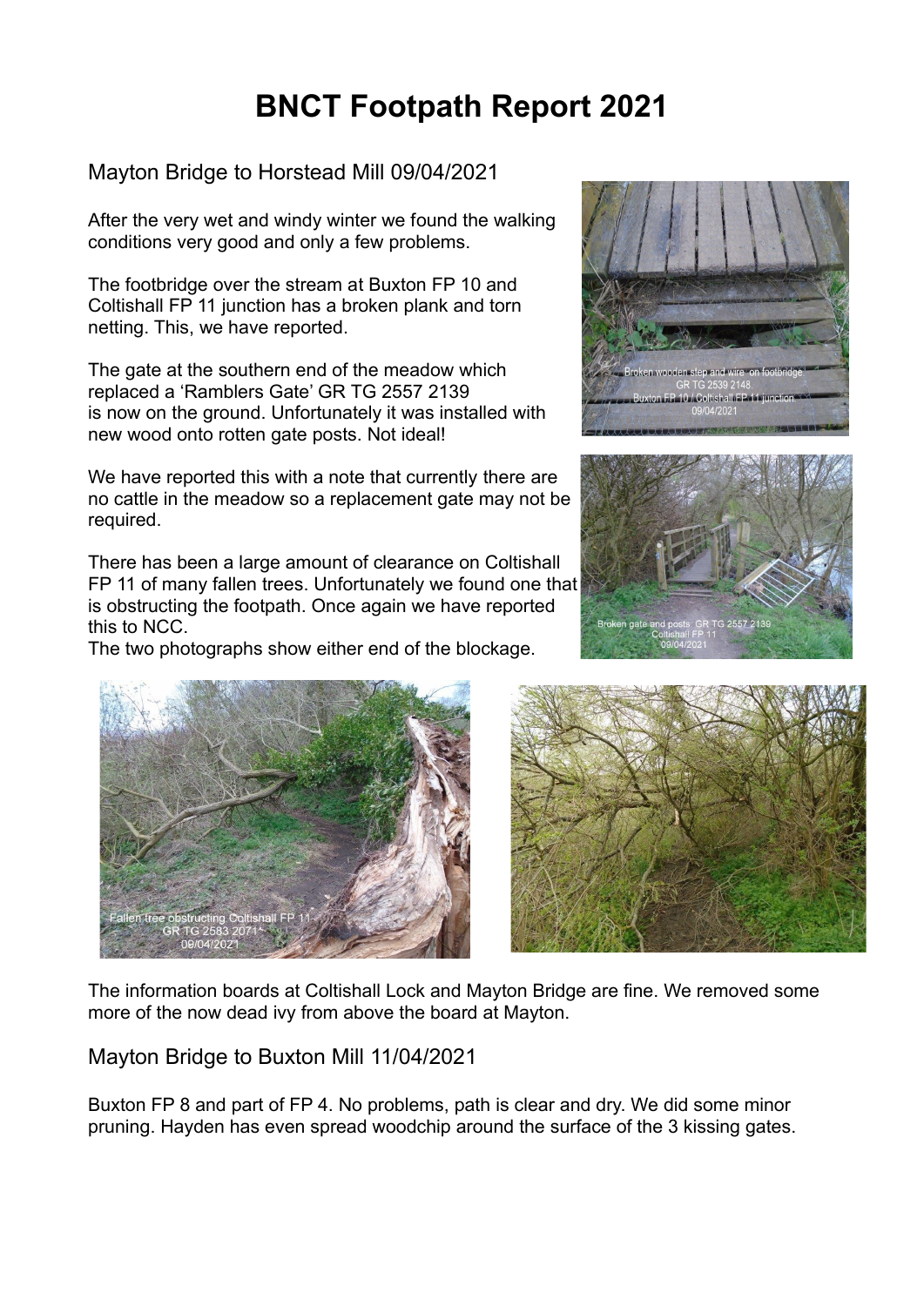# BNCT Footpath Report 2021

## Mayton Bridge to Horstead Mill 09/04/2021

After the very wet and windy winter we found the walking conditions very good and only a few problems.

The footbridge over the stream at Buxton FP 10 and Coltishall FP 11 junction has a broken plank and torn netting. This, we have reported.

The gate at the southern end of the meadow which replaced a 'Ramblers Gate' GR TG 2557 2139 is now on the ground. Unfortunately it was installed with new wood onto rotten gate posts. Not ideal!

We have reported this with a note that currently there are no cattle in the meadow so a replacement gate may not be required.

There has been a large amount of clearance on Coltishall FP 11 of many fallen trees. Unfortunately we found one that is obstructing the footpath. Once again we have reported this to NCC.
The two photographs show either end of the blockage.

Broken wooden step and wire on footbridge GR TG 2539 2148 Buxton FP 10 / Coltishall FP 11 junction 09/04/2021

Broken gate and posts GR TG 2557 2139 Coltishall FP 11 09/04/2021

Fallen tree obstructing Coltishall FP 11 GR TG 2583 2071 09/04/2021

The information boards at Coltishall Lock and Mayton Bridge are fine. We removed some more of the now dead ivy from above the board at Mayton.

## Mayton Bridge to Buxton Mill 11/04/2021

Buxton FP 8 and part of FP 4. No problems, path is clear and dry. We did some minor pruning. Hayden has even spread woodchip around the surface of the 3 kissing gates.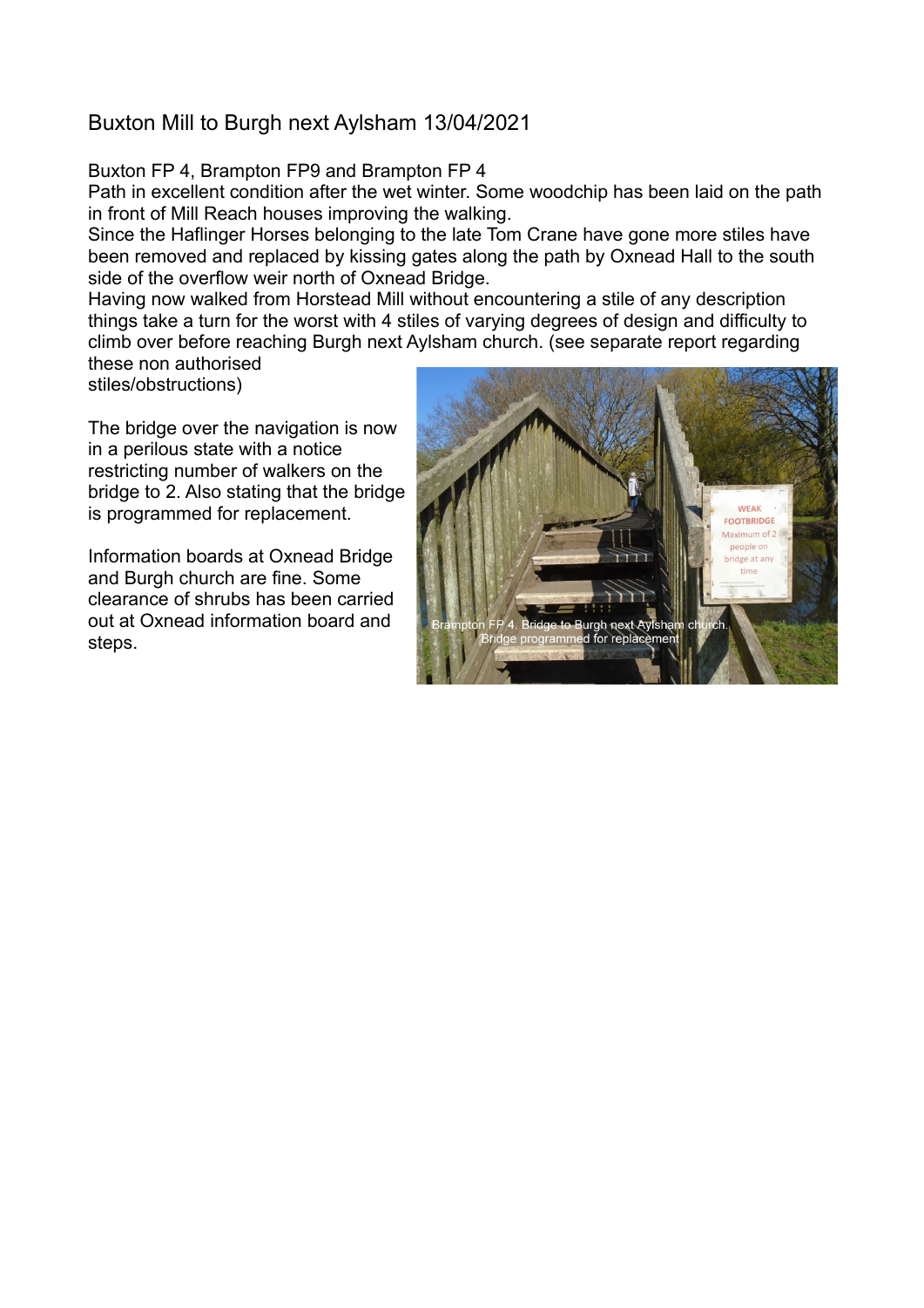# Buxton Mill to Burgh next Aylsham 13/04/2021

Buxton FP 4, Brampton FP9 and Brampton FP 4
Path in excellent condition after the wet winter. Some woodchip has been laid on the path in front of Mill Reach houses improving the walking.
Since the Haflinger Horses belonging to the late Tom Crane have gone more stiles have been removed and replaced by kissing gates along the path by Oxnead Hall to the south side of the overflow weir north of Oxnead Bridge.
Having now walked from Horstead Mill without encountering a stile of any description things take a turn for the worst with 4 stiles of varying degrees of design and difficulty to climb over before reaching Burgh next Aylsham church. (see separate report regarding these non authorised stiles/obstructions)

The bridge over the navigation is now in a perilous state with a notice restricting number of walkers on the bridge to 2. Also stating that the bridge is programmed for replacement.

Information boards at Oxnead Bridge and Burgh church are fine. Some clearance of shrubs has been carried out at Oxnead information board and steps.

Brampton FP 4. Bridge to Burgh next Aylsham church. Bridge programmed for replacement